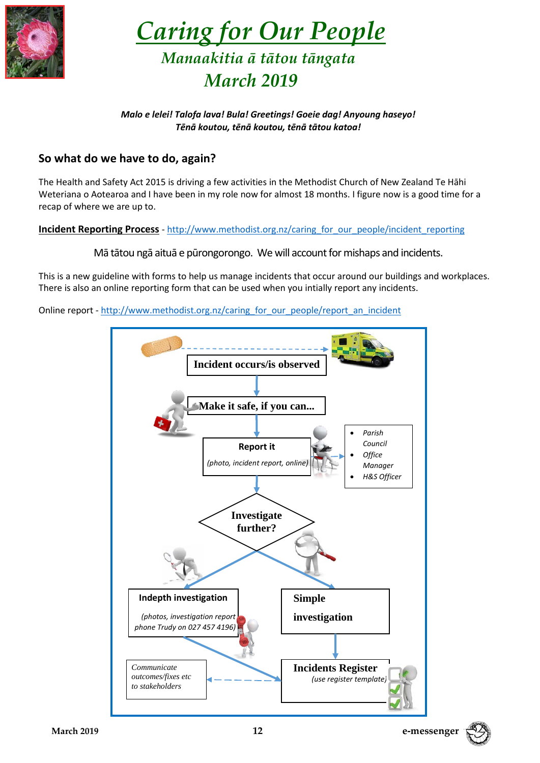# Caring for Our People

## Manaakitia ā tātou tāngata

## March 2019

***Malo e lelei! Talofa lava! Bula! Greetings! Goeie dag! Anyoung haseyo!***
***Tēnā koutou, tēnā koutou, tēnā tātou katoa!***

### So what do we have to do, again?

The Health and Safety Act 2015 is driving a few activities in the Methodist Church of New Zealand Te Hāhi Weteriana o Aotearoa and I have been in my role now for almost 18 months. I figure now is a good time for a recap of where we are up to.

**Incident Reporting Process** - http://www.methodist.org.nz/caring_for_our_people/incident_reporting

Mā tātou ngā aituā e pūrongorongo. We will account for mishaps and incidents.

This is a new guideline with forms to help us manage incidents that occur around our buildings and workplaces. There is also an online reporting form that can be used when you intially report any incidents.

Online report - http://www.methodist.org.nz/caring_for_our_people/report_an_incident

**Incident occurs/is observed**

**Make it safe, if you can...**

**Report it**
*(photo, incident report, online)*

- *Parish Council*
- *Office Manager*
- *H&S Officer*

**Investigate further?**

**Indepth investigation**
*(photos, investigation report phone Trudy on 027 457 4196)*

**Simple investigation**

**Incidents Register**
*(use register template)*

*Communicate outcomes/fixes etc to stakeholders*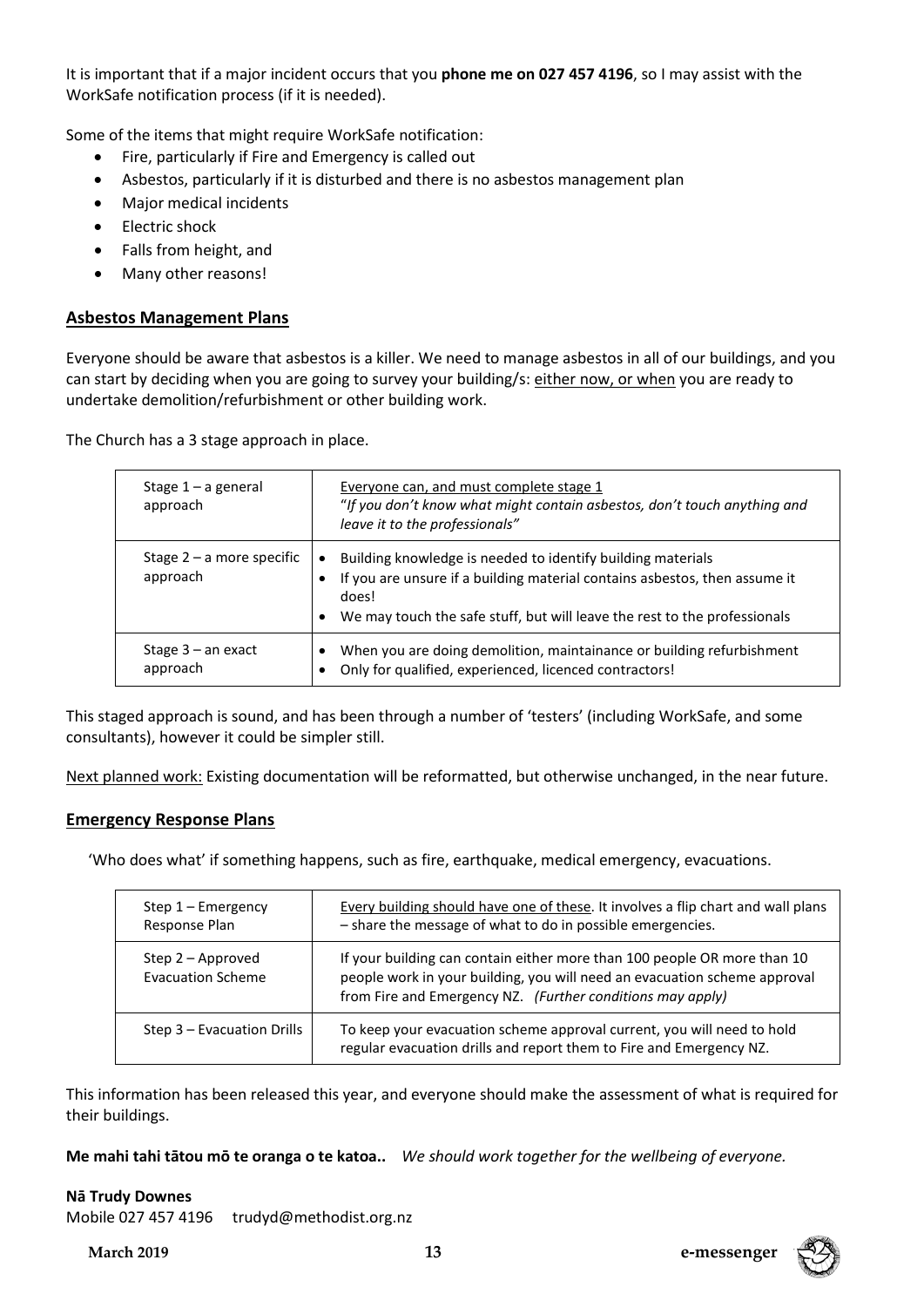It is important that if a major incident occurs that you **phone me on 027 457 4196**, so I may assist with the WorkSafe notification process (if it is needed).

Some of the items that might require WorkSafe notification:

- Fire, particularly if Fire and Emergency is called out
- Asbestos, particularly if it is disturbed and there is no asbestos management plan
- Major medical incidents
- Electric shock
- Falls from height, and
- Many other reasons!

## Asbestos Management Plans

Everyone should be aware that asbestos is a killer. We need to manage asbestos in all of our buildings, and you can start by deciding when you are going to survey your building/s: either now, or when you are ready to undertake demolition/refurbishment or other building work.

The Church has a 3 stage approach in place.

| | |
|---|---|
| Stage 1 – a general approach | Everyone can, and must complete stage 1<br>*"If you don't know what might contain asbestos, don't touch anything and leave it to the professionals"* |
| Stage 2 – a more specific approach | • Building knowledge is needed to identify building materials<br>• If you are unsure if a building material contains asbestos, then assume it does!<br>• We may touch the safe stuff, but will leave the rest to the professionals |
| Stage 3 – an exact approach | • When you are doing demolition, maintainance or building refurbishment<br>• Only for qualified, experienced, licenced contractors! |

This staged approach is sound, and has been through a number of 'testers' (including WorkSafe, and some consultants), however it could be simpler still.

Next planned work: Existing documentation will be reformatted, but otherwise unchanged, in the near future.

## Emergency Response Plans

'Who does what' if something happens, such as fire, earthquake, medical emergency, evacuations.

| | |
|---|---|
| Step 1 – Emergency Response Plan | Every building should have one of these. It involves a flip chart and wall plans – share the message of what to do in possible emergencies. |
| Step 2 – Approved Evacuation Scheme | If your building can contain either more than 100 people OR more than 10 people work in your building, you will need an evacuation scheme approval from Fire and Emergency NZ. *(Further conditions may apply)* |
| Step 3 – Evacuation Drills | To keep your evacuation scheme approval current, you will need to hold regular evacuation drills and report them to Fire and Emergency NZ. |

This information has been released this year, and everyone should make the assessment of what is required for their buildings.

**Me mahi tahi tātou mō te oranga o te katoa..** *We should work together for the wellbeing of everyone.*

**Nā Trudy Downes**
Mobile 027 457 4196 trudyd@methodist.org.nz